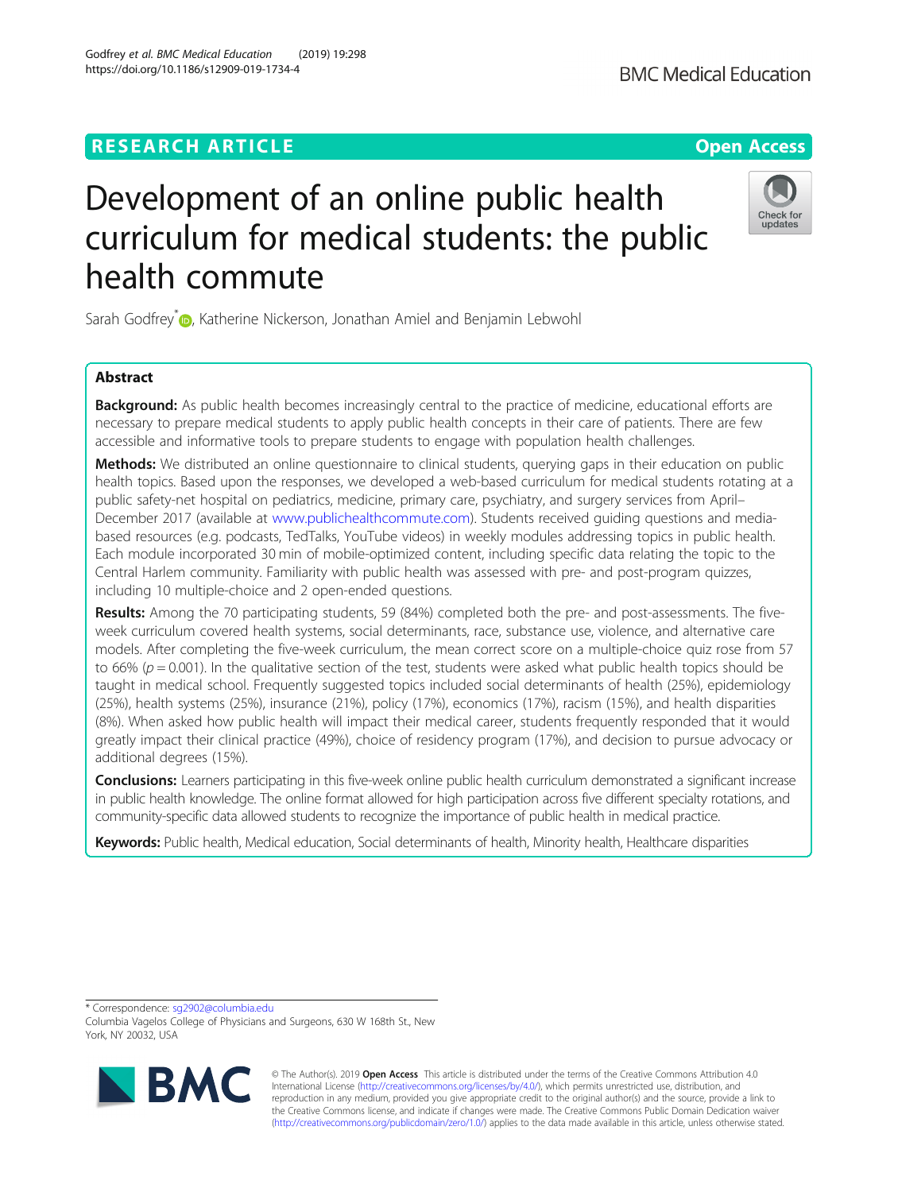RESEARCH ARTICLE

Open Access

# Development of an online public health curriculum for medical students: the public health commute

Sarah Godfrey*, Katherine Nickerson, Jonathan Amiel and Benjamin Lebwohl

## Abstract

**Background:** As public health becomes increasingly central to the practice of medicine, educational efforts are necessary to prepare medical students to apply public health concepts in their care of patients. There are few accessible and informative tools to prepare students to engage with population health challenges.

**Methods:** We distributed an online questionnaire to clinical students, querying gaps in their education on public health topics. Based upon the responses, we developed a web-based curriculum for medical students rotating at a public safety-net hospital on pediatrics, medicine, primary care, psychiatry, and surgery services from April–December 2017 (available at www.publichealthcommute.com). Students received guiding questions and media-based resources (e.g. podcasts, TedTalks, YouTube videos) in weekly modules addressing topics in public health. Each module incorporated 30 min of mobile-optimized content, including specific data relating the topic to the Central Harlem community. Familiarity with public health was assessed with pre- and post-program quizzes, including 10 multiple-choice and 2 open-ended questions.

**Results:** Among the 70 participating students, 59 (84%) completed both the pre- and post-assessments. The five-week curriculum covered health systems, social determinants, race, substance use, violence, and alternative care models. After completing the five-week curriculum, the mean correct score on a multiple-choice quiz rose from 57 to 66% ($p = 0.001$). In the qualitative section of the test, students were asked what public health topics should be taught in medical school. Frequently suggested topics included social determinants of health (25%), epidemiology (25%), health systems (25%), insurance (21%), policy (17%), economics (17%), racism (15%), and health disparities (8%). When asked how public health will impact their medical career, students frequently responded that it would greatly impact their clinical practice (49%), choice of residency program (17%), and decision to pursue advocacy or additional degrees (15%).

**Conclusions:** Learners participating in this five-week online public health curriculum demonstrated a significant increase in public health knowledge. The online format allowed for high participation across five different specialty rotations, and community-specific data allowed students to recognize the importance of public health in medical practice.

**Keywords:** Public health, Medical education, Social determinants of health, Minority health, Healthcare disparities

---

* Correspondence: sg2902@columbia.edu
Columbia Vagelos College of Physicians and Surgeons, 630 W 168th St., New York, NY 20032, USA

© The Author(s). 2019 **Open Access** This article is distributed under the terms of the Creative Commons Attribution 4.0 International License (http://creativecommons.org/licenses/by/4.0/), which permits unrestricted use, distribution, and reproduction in any medium, provided you give appropriate credit to the original author(s) and the source, provide a link to the Creative Commons license, and indicate if changes were made. The Creative Commons Public Domain Dedication waiver (http://creativecommons.org/publicdomain/zero/1.0/) applies to the data made available in this article, unless otherwise stated.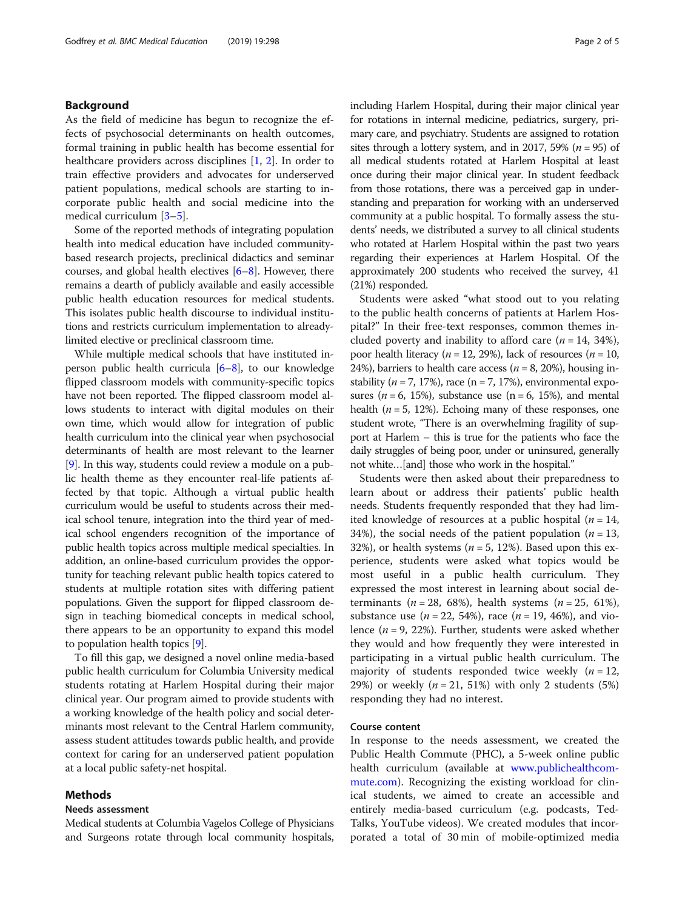## Background

As the field of medicine has begun to recognize the effects of psychosocial determinants on health outcomes, formal training in public health has become essential for healthcare providers across disciplines [1, 2]. In order to train effective providers and advocates for underserved patient populations, medical schools are starting to incorporate public health and social medicine into the medical curriculum [3–5].

Some of the reported methods of integrating population health into medical education have included community-based research projects, preclinical didactics and seminar courses, and global health electives [6–8]. However, there remains a dearth of publicly available and easily accessible public health education resources for medical students. This isolates public health discourse to individual institutions and restricts curriculum implementation to already-limited elective or preclinical classroom time.

While multiple medical schools that have instituted in-person public health curricula [6–8], to our knowledge flipped classroom models with community-specific topics have not been reported. The flipped classroom model allows students to interact with digital modules on their own time, which would allow for integration of public health curriculum into the clinical year when psychosocial determinants of health are most relevant to the learner [9]. In this way, students could review a module on a public health theme as they encounter real-life patients affected by that topic. Although a virtual public health curriculum would be useful to students across their medical school tenure, integration into the third year of medical school engenders recognition of the importance of public health topics across multiple medical specialties. In addition, an online-based curriculum provides the opportunity for teaching relevant public health topics catered to students at multiple rotation sites with differing patient populations. Given the support for flipped classroom design in teaching biomedical concepts in medical school, there appears to be an opportunity to expand this model to population health topics [9].

To fill this gap, we designed a novel online media-based public health curriculum for Columbia University medical students rotating at Harlem Hospital during their major clinical year. Our program aimed to provide students with a working knowledge of the health policy and social determinants most relevant to the Central Harlem community, assess student attitudes towards public health, and provide context for caring for an underserved patient population at a local public safety-net hospital.

## Methods

### Needs assessment

Medical students at Columbia Vagelos College of Physicians and Surgeons rotate through local community hospitals, including Harlem Hospital, during their major clinical year for rotations in internal medicine, pediatrics, surgery, primary care, and psychiatry. Students are assigned to rotation sites through a lottery system, and in 2017, 59% ($n$ = 95) of all medical students rotated at Harlem Hospital at least once during their major clinical year. In student feedback from those rotations, there was a perceived gap in understanding and preparation for working with an underserved community at a public hospital. To formally assess the students' needs, we distributed a survey to all clinical students who rotated at Harlem Hospital within the past two years regarding their experiences at Harlem Hospital. Of the approximately 200 students who received the survey, 41 (21%) responded.

Students were asked "what stood out to you relating to the public health concerns of patients at Harlem Hospital?" In their free-text responses, common themes included poverty and inability to afford care ($n$ = 14, 34%), poor health literacy ($n$ = 12, 29%), lack of resources ($n$ = 10, 24%), barriers to health care access ($n$ = 8, 20%), housing instability ($n$ = 7, 17%), race (n = 7, 17%), environmental exposures ($n$ = 6, 15%), substance use (n = 6, 15%), and mental health ($n$ = 5, 12%). Echoing many of these responses, one student wrote, "There is an overwhelming fragility of support at Harlem – this is true for the patients who face the daily struggles of being poor, under or uninsured, generally not white…[and] those who work in the hospital."

Students were then asked about their preparedness to learn about or address their patients' public health needs. Students frequently responded that they had limited knowledge of resources at a public hospital ($n$ = 14, 34%), the social needs of the patient population ($n$ = 13, 32%), or health systems ($n$ = 5, 12%). Based upon this experience, students were asked what topics would be most useful in a public health curriculum. They expressed the most interest in learning about social determinants ($n$ = 28, 68%), health systems ($n$ = 25, 61%), substance use ($n$ = 22, 54%), race ($n$ = 19, 46%), and violence ($n$ = 9, 22%). Further, students were asked whether they would and how frequently they were interested in participating in a virtual public health curriculum. The majority of students responded twice weekly ($n$ = 12, 29%) or weekly ($n$ = 21, 51%) with only 2 students (5%) responding they had no interest.

### Course content

In response to the needs assessment, we created the Public Health Commute (PHC), a 5-week online public health curriculum (available at www.publichealthcommute.com). Recognizing the existing workload for clinical students, we aimed to create an accessible and entirely media-based curriculum (e.g. podcasts, Ted-Talks, YouTube videos). We created modules that incorporated a total of 30 min of mobile-optimized media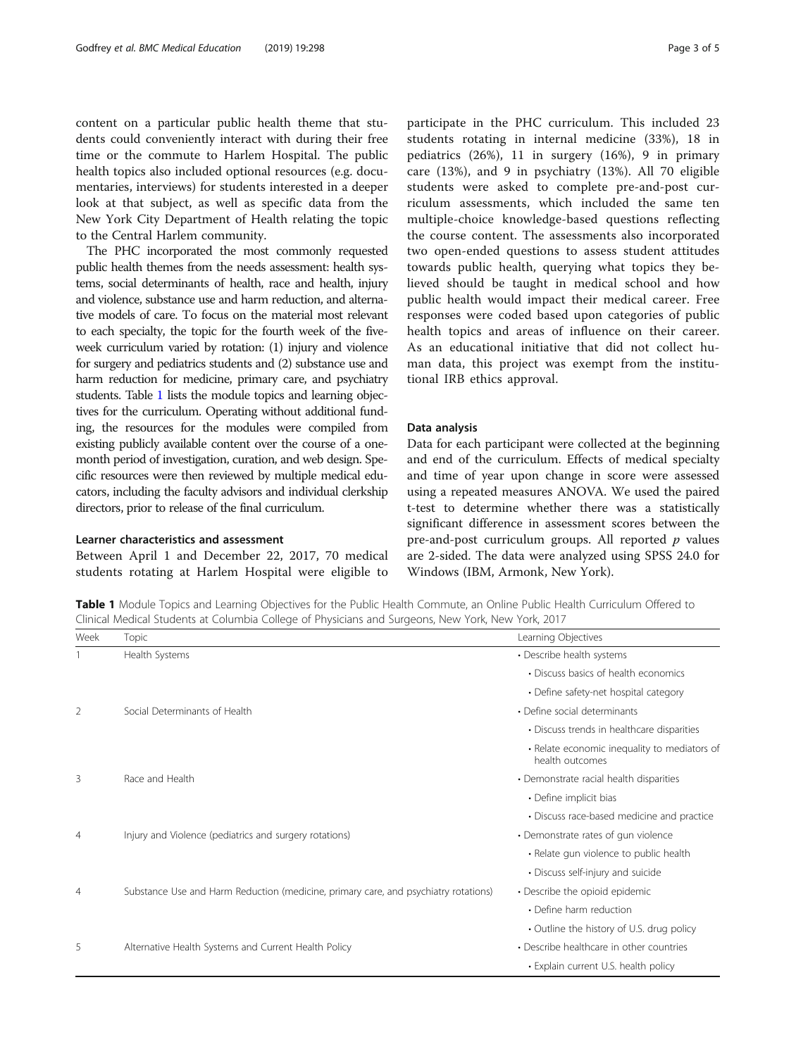content on a particular public health theme that students could conveniently interact with during their free time or the commute to Harlem Hospital. The public health topics also included optional resources (e.g. documentaries, interviews) for students interested in a deeper look at that subject, as well as specific data from the New York City Department of Health relating the topic to the Central Harlem community.

The PHC incorporated the most commonly requested public health themes from the needs assessment: health systems, social determinants of health, race and health, injury and violence, substance use and harm reduction, and alternative models of care. To focus on the material most relevant to each specialty, the topic for the fourth week of the five-week curriculum varied by rotation: (1) injury and violence for surgery and pediatrics students and (2) substance use and harm reduction for medicine, primary care, and psychiatry students. Table 1 lists the module topics and learning objectives for the curriculum. Operating without additional funding, the resources for the modules were compiled from existing publicly available content over the course of a one-month period of investigation, curation, and web design. Specific resources were then reviewed by multiple medical educators, including the faculty advisors and individual clerkship directors, prior to release of the final curriculum.

### Learner characteristics and assessment

Between April 1 and December 22, 2017, 70 medical students rotating at Harlem Hospital were eligible to participate in the PHC curriculum. This included 23 students rotating in internal medicine (33%), 18 in pediatrics (26%), 11 in surgery (16%), 9 in primary care (13%), and 9 in psychiatry (13%). All 70 eligible students were asked to complete pre-and-post curriculum assessments, which included the same ten multiple-choice knowledge-based questions reflecting the course content. The assessments also incorporated two open-ended questions to assess student attitudes towards public health, querying what topics they believed should be taught in medical school and how public health would impact their medical career. Free responses were coded based upon categories of public health topics and areas of influence on their career. As an educational initiative that did not collect human data, this project was exempt from the institutional IRB ethics approval.

### Data analysis

Data for each participant were collected at the beginning and end of the curriculum. Effects of medical specialty and time of year upon change in score were assessed using a repeated measures ANOVA. We used the paired t-test to determine whether there was a statistically significant difference in assessment scores between the pre-and-post curriculum groups. All reported *p* values are 2-sided. The data were analyzed using SPSS 24.0 for Windows (IBM, Armonk, New York).

**Table 1** Module Topics and Learning Objectives for the Public Health Commute, an Online Public Health Curriculum Offered to Clinical Medical Students at Columbia College of Physicians and Surgeons, New York, New York, 2017

| Week | Topic | Learning Objectives |
|---|---|---|
| 1 | Health Systems | • Describe health systems |
| | | • Discuss basics of health economics |
| | | • Define safety-net hospital category |
| 2 | Social Determinants of Health | • Define social determinants |
| | | • Discuss trends in healthcare disparities |
| | | • Relate economic inequality to mediators of health outcomes |
| 3 | Race and Health | • Demonstrate racial health disparities |
| | | • Define implicit bias |
| | | • Discuss race-based medicine and practice |
| 4 | Injury and Violence (pediatrics and surgery rotations) | • Demonstrate rates of gun violence |
| | | • Relate gun violence to public health |
| | | • Discuss self-injury and suicide |
| 4 | Substance Use and Harm Reduction (medicine, primary care, and psychiatry rotations) | • Describe the opioid epidemic |
| | | • Define harm reduction |
| | | • Outline the history of U.S. drug policy |
| 5 | Alternative Health Systems and Current Health Policy | • Describe healthcare in other countries |
| | | • Explain current U.S. health policy |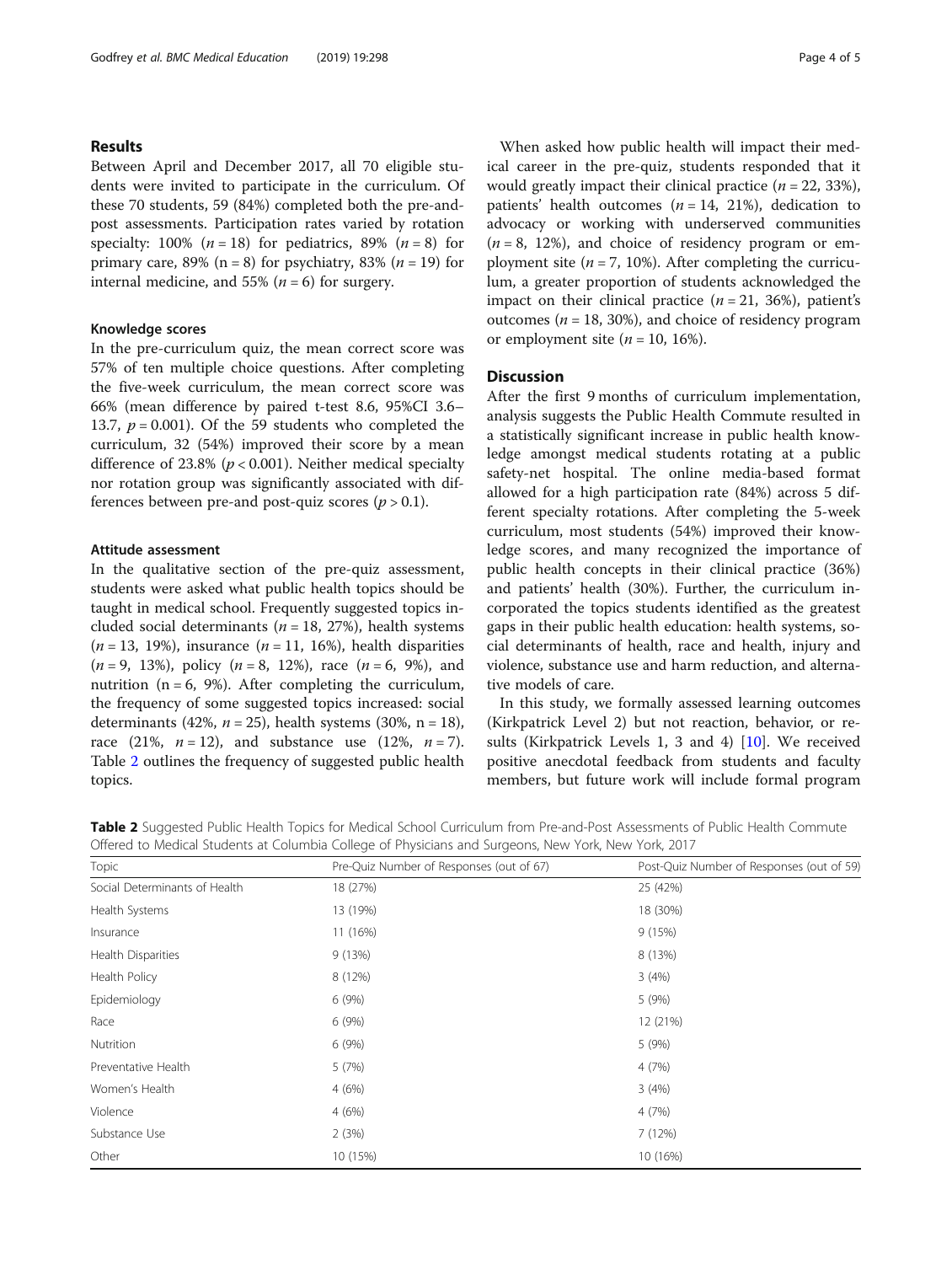## Results

Between April and December 2017, all 70 eligible students were invited to participate in the curriculum. Of these 70 students, 59 (84%) completed both the pre-and-post assessments. Participation rates varied by rotation specialty: 100% ($n = 18$) for pediatrics, 89% ($n = 8$) for primary care, 89% ($n = 8$) for psychiatry, 83% ($n = 19$) for internal medicine, and 55% ($n = 6$) for surgery.

### Knowledge scores

In the pre-curriculum quiz, the mean correct score was 57% of ten multiple choice questions. After completing the five-week curriculum, the mean correct score was 66% (mean difference by paired t-test 8.6, 95%CI 3.6–13.7, $p = 0.001$). Of the 59 students who completed the curriculum, 32 (54%) improved their score by a mean difference of 23.8% ($p < 0.001$). Neither medical specialty nor rotation group was significantly associated with differences between pre-and post-quiz scores ($p > 0.1$).

### Attitude assessment

In the qualitative section of the pre-quiz assessment, students were asked what public health topics should be taught in medical school. Frequently suggested topics included social determinants ($n = 18$, 27%), health systems ($n = 13$, 19%), insurance ($n = 11$, 16%), health disparities ($n = 9$, 13%), policy ($n = 8$, 12%), race ($n = 6$, 9%), and nutrition ($n = 6$, 9%). After completing the curriculum, the frequency of some suggested topics increased: social determinants (42%, $n = 25$), health systems (30%, $n = 18$), race (21%, $n = 12$), and substance use (12%, $n = 7$). Table 2 outlines the frequency of suggested public health topics.

When asked how public health will impact their medical career in the pre-quiz, students responded that it would greatly impact their clinical practice ($n = 22$, 33%), patients' health outcomes ($n = 14$, 21%), dedication to advocacy or working with underserved communities ($n = 8$, 12%), and choice of residency program or employment site ($n = 7$, 10%). After completing the curriculum, a greater proportion of students acknowledged the impact on their clinical practice ($n = 21$, 36%), patient's outcomes ($n = 18$, 30%), and choice of residency program or employment site ($n = 10$, 16%).

## Discussion

After the first 9 months of curriculum implementation, analysis suggests the Public Health Commute resulted in a statistically significant increase in public health knowledge amongst medical students rotating at a public safety-net hospital. The online media-based format allowed for a high participation rate (84%) across 5 different specialty rotations. After completing the 5-week curriculum, most students (54%) improved their knowledge scores, and many recognized the importance of public health concepts in their clinical practice (36%) and patients' health (30%). Further, the curriculum incorporated the topics students identified as the greatest gaps in their public health education: health systems, social determinants of health, race and health, injury and violence, substance use and harm reduction, and alternative models of care.

In this study, we formally assessed learning outcomes (Kirkpatrick Level 2) but not reaction, behavior, or results (Kirkpatrick Levels 1, 3 and 4) [10]. We received positive anecdotal feedback from students and faculty members, but future work will include formal program

**Table 2** Suggested Public Health Topics for Medical School Curriculum from Pre-and-Post Assessments of Public Health Commute Offered to Medical Students at Columbia College of Physicians and Surgeons, New York, New York, 2017

| Topic | Pre-Quiz Number of Responses (out of 67) | Post-Quiz Number of Responses (out of 59) |
|---|---|---|
| Social Determinants of Health | 18 (27%) | 25 (42%) |
| Health Systems | 13 (19%) | 18 (30%) |
| Insurance | 11 (16%) | 9 (15%) |
| Health Disparities | 9 (13%) | 8 (13%) |
| Health Policy | 8 (12%) | 3 (4%) |
| Epidemiology | 6 (9%) | 5 (9%) |
| Race | 6 (9%) | 12 (21%) |
| Nutrition | 6 (9%) | 5 (9%) |
| Preventative Health | 5 (7%) | 4 (7%) |
| Women's Health | 4 (6%) | 3 (4%) |
| Violence | 4 (6%) | 4 (7%) |
| Substance Use | 2 (3%) | 7 (12%) |
| Other | 10 (15%) | 10 (16%) |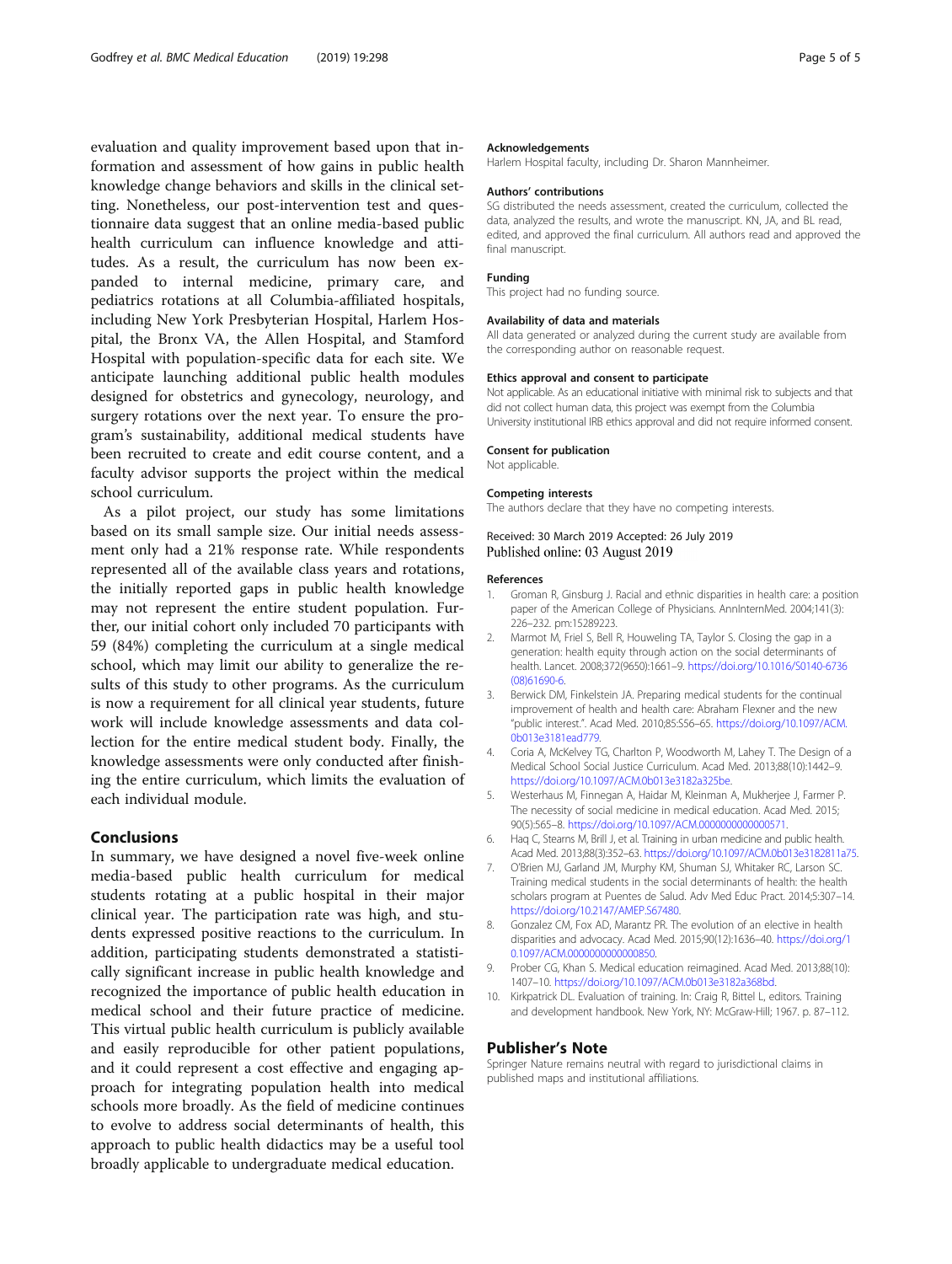evaluation and quality improvement based upon that information and assessment of how gains in public health knowledge change behaviors and skills in the clinical setting. Nonetheless, our post-intervention test and questionnaire data suggest that an online media-based public health curriculum can influence knowledge and attitudes. As a result, the curriculum has now been expanded to internal medicine, primary care, and pediatrics rotations at all Columbia-affiliated hospitals, including New York Presbyterian Hospital, Harlem Hospital, the Bronx VA, the Allen Hospital, and Stamford Hospital with population-specific data for each site. We anticipate launching additional public health modules designed for obstetrics and gynecology, neurology, and surgery rotations over the next year. To ensure the program's sustainability, additional medical students have been recruited to create and edit course content, and a faculty advisor supports the project within the medical school curriculum.

As a pilot project, our study has some limitations based on its small sample size. Our initial needs assessment only had a 21% response rate. While respondents represented all of the available class years and rotations, the initially reported gaps in public health knowledge may not represent the entire student population. Further, our initial cohort only included 70 participants with 59 (84%) completing the curriculum at a single medical school, which may limit our ability to generalize the results of this study to other programs. As the curriculum is now a requirement for all clinical year students, future work will include knowledge assessments and data collection for the entire medical student body. Finally, the knowledge assessments were only conducted after finishing the entire curriculum, which limits the evaluation of each individual module.

## Conclusions

In summary, we have designed a novel five-week online media-based public health curriculum for medical students rotating at a public hospital in their major clinical year. The participation rate was high, and students expressed positive reactions to the curriculum. In addition, participating students demonstrated a statistically significant increase in public health knowledge and recognized the importance of public health education in medical school and their future practice of medicine. This virtual public health curriculum is publicly available and easily reproducible for other patient populations, and it could represent a cost effective and engaging approach for integrating population health into medical schools more broadly. As the field of medicine continues to evolve to address social determinants of health, this approach to public health didactics may be a useful tool broadly applicable to undergraduate medical education.

#### Acknowledgements
Harlem Hospital faculty, including Dr. Sharon Mannheimer.

#### Authors' contributions
SG distributed the needs assessment, created the curriculum, collected the data, analyzed the results, and wrote the manuscript. KN, JA, and BL read, edited, and approved the final curriculum. All authors read and approved the final manuscript.

#### Funding
This project had no funding source.

#### Availability of data and materials
All data generated or analyzed during the current study are available from the corresponding author on reasonable request.

#### Ethics approval and consent to participate
Not applicable. As an educational initiative with minimal risk to subjects and that did not collect human data, this project was exempt from the Columbia University institutional IRB ethics approval and did not require informed consent.

#### Consent for publication
Not applicable.

#### Competing interests
The authors declare that they have no competing interests.

Received: 30 March 2019 Accepted: 26 July 2019
Published online: 03 August 2019

#### References
1. Groman R, Ginsburg J. Racial and ethnic disparities in health care: a position paper of the American College of Physicians. AnnInternMed. 2004;141(3): 226–232. pm:15289223.
2. Marmot M, Friel S, Bell R, Houweling TA, Taylor S. Closing the gap in a generation: health equity through action on the social determinants of health. Lancet. 2008;372(9650):1661–9. https://doi.org/10.1016/S0140-6736(08)61690-6.
3. Berwick DM, Finkelstein JA. Preparing medical students for the continual improvement of health and health care: Abraham Flexner and the new "public interest.". Acad Med. 2010;85:S56–65. https://doi.org/10.1097/ACM.0b013e3181ead779.
4. Coria A, McKelvey TG, Charlton P, Woodworth M, Lahey T. The Design of a Medical School Social Justice Curriculum. Acad Med. 2013;88(10):1442–9. https://doi.org/10.1097/ACM.0b013e3182a325be.
5. Westerhaus M, Finnegan A, Haidar M, Kleinman A, Mukherjee J, Farmer P. The necessity of social medicine in medical education. Acad Med. 2015; 90(5):565–8. https://doi.org/10.1097/ACM.0000000000000571.
6. Haq C, Stearns M, Brill J, et al. Training in urban medicine and public health. Acad Med. 2013;88(3):352–63. https://doi.org/10.1097/ACM.0b013e3182811a75.
7. O'Brien MJ, Garland JM, Murphy KM, Shuman SJ, Whitaker RC, Larson SC. Training medical students in the social determinants of health: the health scholars program at Puentes de Salud. Adv Med Educ Pract. 2014;5:307–14. https://doi.org/10.2147/AMEP.S67480.
8. Gonzalez CM, Fox AD, Marantz PR. The evolution of an elective in health disparities and advocacy. Acad Med. 2015;90(12):1636–40. https://doi.org/10.1097/ACM.0000000000000850.
9. Prober CG, Khan S. Medical education reimagined. Acad Med. 2013;88(10): 1407–10. https://doi.org/10.1097/ACM.0b013e3182a368bd.
10. Kirkpatrick DL. Evaluation of training. In: Craig R, Bittel L, editors. Training and development handbook. New York, NY: McGraw-Hill; 1967. p. 87–112.

## Publisher's Note
Springer Nature remains neutral with regard to jurisdictional claims in published maps and institutional affiliations.